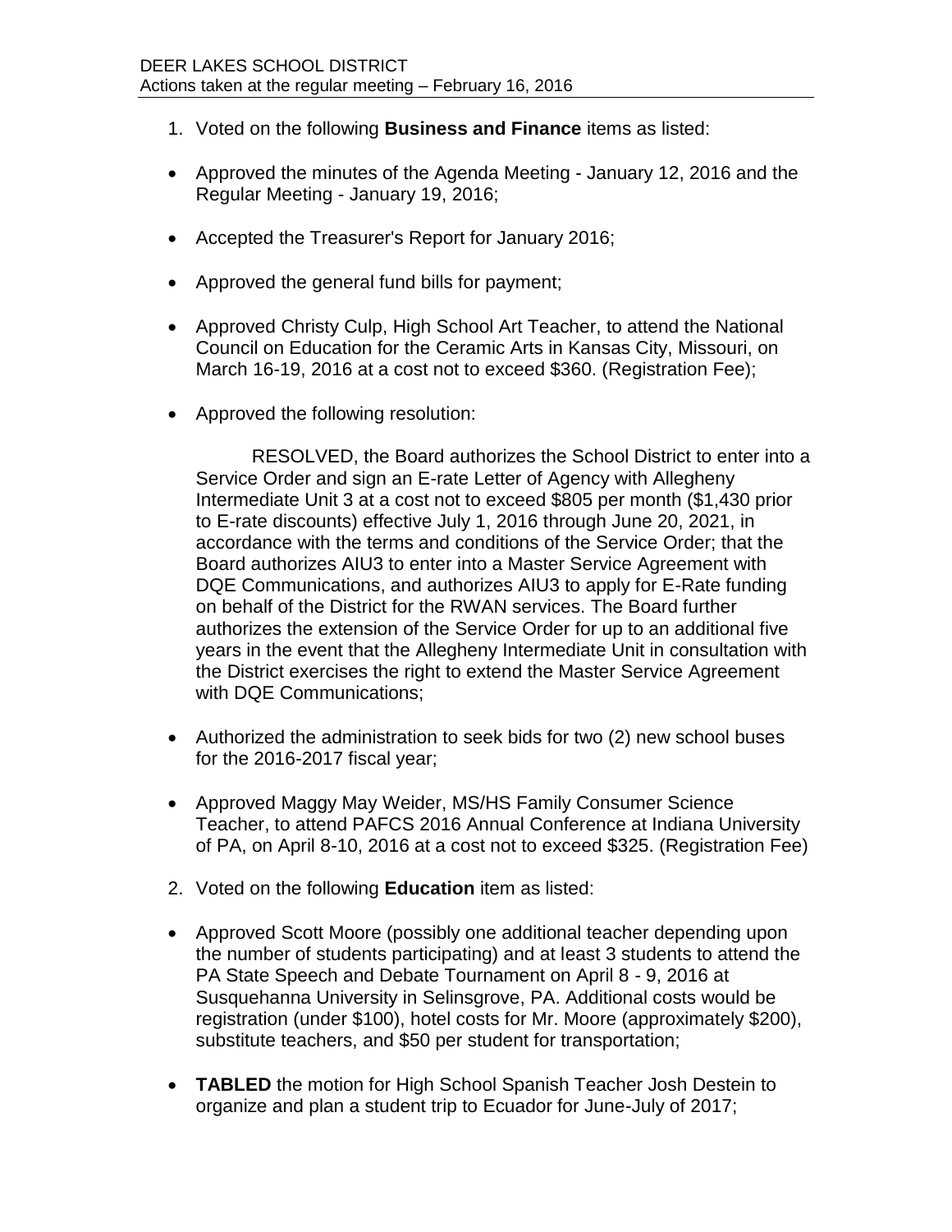DEER LAKES SCHOOL DISTRICT
Actions taken at the regular meeting – February 16, 2016

1. Voted on the following **Business and Finance** items as listed:

- Approved the minutes of the Agenda Meeting - January 12, 2016 and the Regular Meeting - January 19, 2016;

- Accepted the Treasurer's Report for January 2016;

- Approved the general fund bills for payment;

- Approved Christy Culp, High School Art Teacher, to attend the National Council on Education for the Ceramic Arts in Kansas City, Missouri, on March 16-19, 2016 at a cost not to exceed $360. (Registration Fee);

- Approved the following resolution:

  RESOLVED, the Board authorizes the School District to enter into a Service Order and sign an E-rate Letter of Agency with Allegheny Intermediate Unit 3 at a cost not to exceed $805 per month ($1,430 prior to E-rate discounts) effective July 1, 2016 through June 20, 2021, in accordance with the terms and conditions of the Service Order; that the Board authorizes AIU3 to enter into a Master Service Agreement with DQE Communications, and authorizes AIU3 to apply for E-Rate funding on behalf of the District for the RWAN services. The Board further authorizes the extension of the Service Order for up to an additional five years in the event that the Allegheny Intermediate Unit in consultation with the District exercises the right to extend the Master Service Agreement with DQE Communications;

- Authorized the administration to seek bids for two (2) new school buses for the 2016-2017 fiscal year;

- Approved Maggy May Weider, MS/HS Family Consumer Science Teacher, to attend PAFCS 2016 Annual Conference at Indiana University of PA, on April 8-10, 2016 at a cost not to exceed $325. (Registration Fee)

2. Voted on the following **Education** item as listed:

- Approved Scott Moore (possibly one additional teacher depending upon the number of students participating) and at least 3 students to attend the PA State Speech and Debate Tournament on April 8 - 9, 2016 at Susquehanna University in Selinsgrove, PA. Additional costs would be registration (under $100), hotel costs for Mr. Moore (approximately $200), substitute teachers, and $50 per student for transportation;

- **TABLED** the motion for High School Spanish Teacher Josh Destein to organize and plan a student trip to Ecuador for June-July of 2017;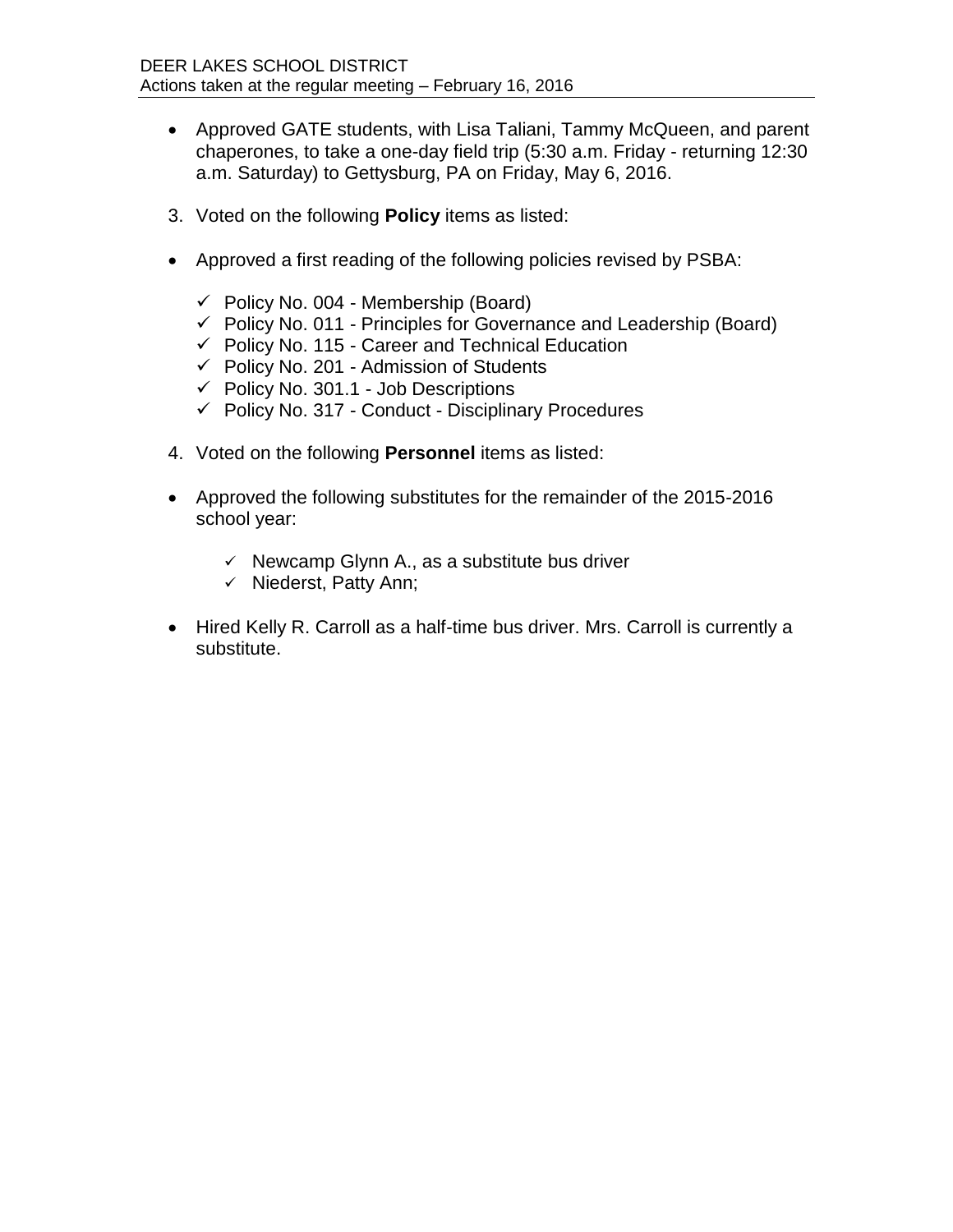- Approved GATE students, with Lisa Taliani, Tammy McQueen, and parent chaperones, to take a one-day field trip (5:30 a.m. Friday - returning 12:30 a.m. Saturday) to Gettysburg, PA on Friday, May 6, 2016.

3. Voted on the following **Policy** items as listed:

- Approved a first reading of the following policies revised by PSBA:

  - ✓ Policy No. 004 - Membership (Board)
  - ✓ Policy No. 011 - Principles for Governance and Leadership (Board)
  - ✓ Policy No. 115 - Career and Technical Education
  - ✓ Policy No. 201 - Admission of Students
  - ✓ Policy No. 301.1 - Job Descriptions
  - ✓ Policy No. 317 - Conduct - Disciplinary Procedures

4. Voted on the following **Personnel** items as listed:

- Approved the following substitutes for the remainder of the 2015-2016 school year:

  - ✓ Newcamp Glynn A., as a substitute bus driver
  - ✓ Niederst, Patty Ann;

- Hired Kelly R. Carroll as a half-time bus driver. Mrs. Carroll is currently a substitute.